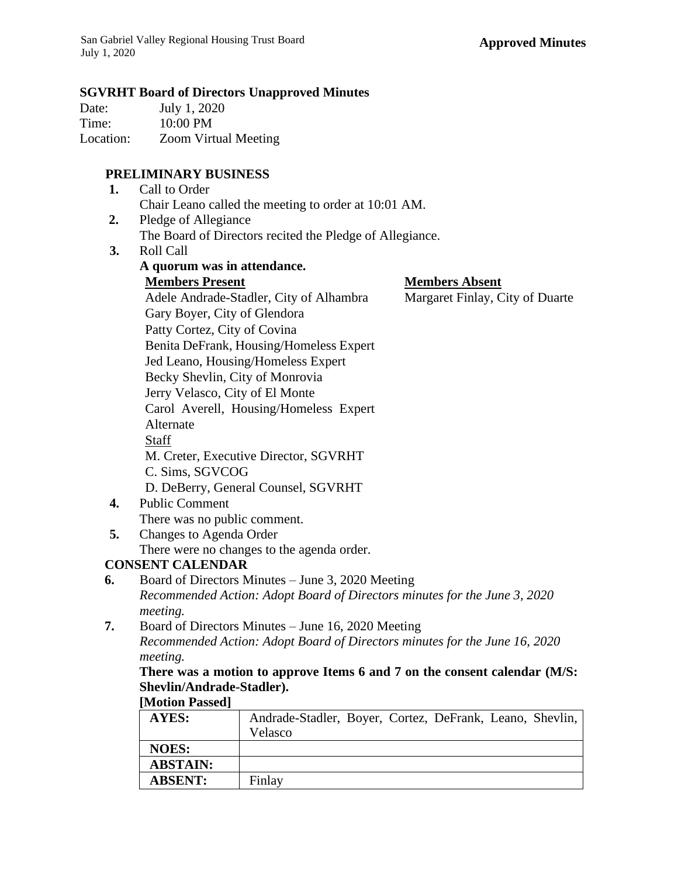**Approved Minutes**

## SGVRHT Board of Directors Unapproved Minutes

Date: July 1, 2020
Time: 10:00 PM
Location: Zoom Virtual Meeting

### PRELIMINARY BUSINESS

1. Call to Order
   Chair Leano called the meeting to order at 10:01 AM.
2. Pledge of Allegiance
   The Board of Directors recited the Pledge of Allegiance.
3. Roll Call
   **A quorum was in attendance.**

   **Members Present**
   Adele Andrade-Stadler, City of Alhambra
   Gary Boyer, City of Glendora
   Patty Cortez, City of Covina
   Benita DeFrank, Housing/Homeless Expert
   Jed Leano, Housing/Homeless Expert
   Becky Shevlin, City of Monrovia
   Jerry Velasco, City of El Monte
   Carol Averell, Housing/Homeless Expert Alternate

   Staff
   M. Creter, Executive Director, SGVRHT
   C. Sims, SGVCOG
   D. DeBerry, General Counsel, SGVRHT

   **Members Absent**
   Margaret Finlay, City of Duarte
4. Public Comment
   There was no public comment.
5. Changes to Agenda Order
   There were no changes to the agenda order.

### CONSENT CALENDAR

6. Board of Directors Minutes – June 3, 2020 Meeting
   *Recommended Action: Adopt Board of Directors minutes for the June 3, 2020 meeting.*
7. Board of Directors Minutes – June 16, 2020 Meeting
   *Recommended Action: Adopt Board of Directors minutes for the June 16, 2020 meeting.*

   **There was a motion to approve Items 6 and 7 on the consent calendar (M/S: Shevlin/Andrade-Stadler).**
   **[Motion Passed]**

| AYES: | Andrade-Stadler, Boyer, Cortez, DeFrank, Leano, Shevlin, Velasco |
|---|---|
| NOES: | |
| ABSTAIN: | |
| ABSENT: | Finlay |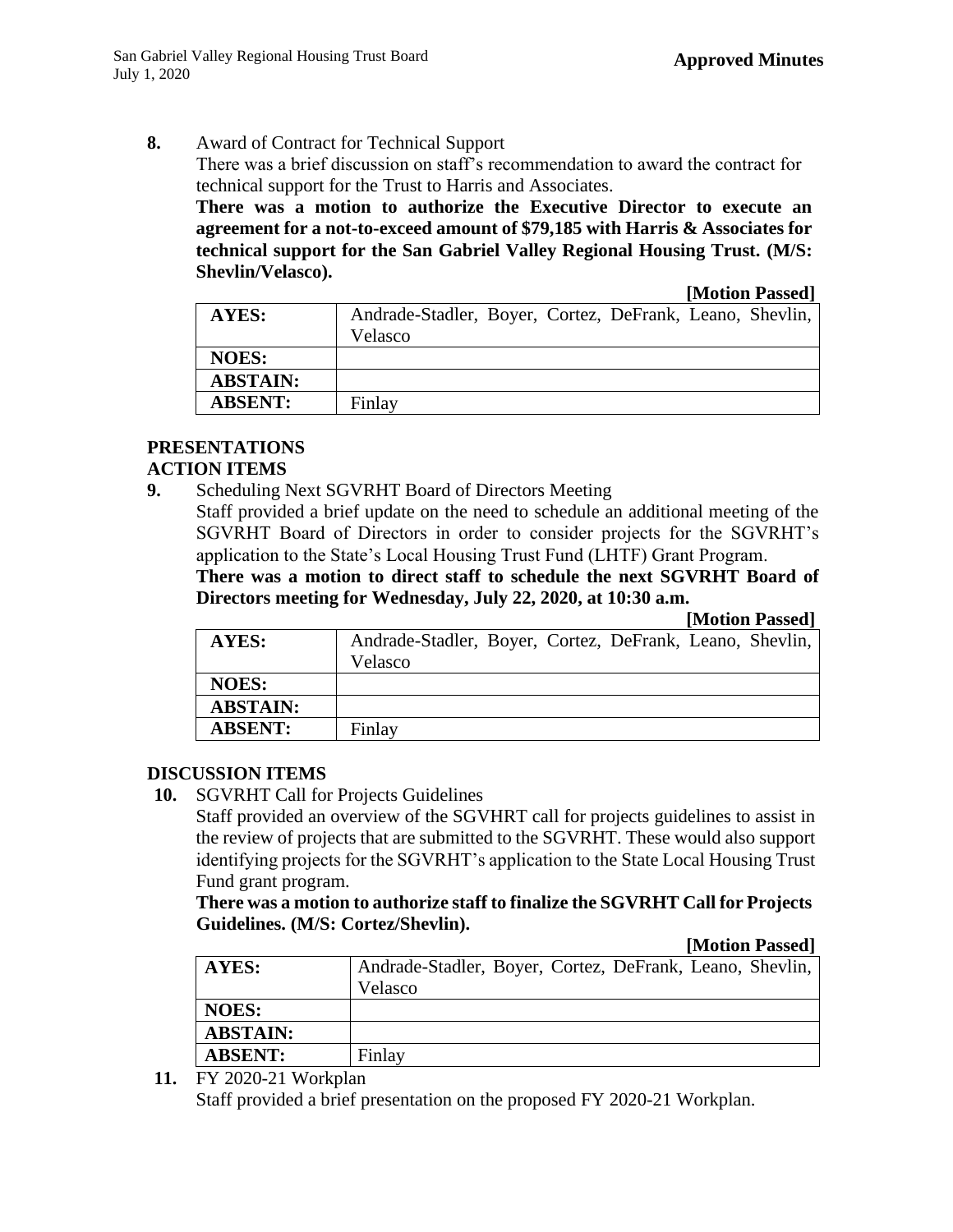**8.** Award of Contract for Technical Support

There was a brief discussion on staff's recommendation to award the contract for technical support for the Trust to Harris and Associates.

**There was a motion to authorize the Executive Director to execute an agreement for a not-to-exceed amount of $79,185 with Harris & Associates for technical support for the San Gabriel Valley Regional Housing Trust. (M/S: Shevlin/Velasco).**

**[Motion Passed]**

| | |
|---|---|
| **AYES:** | Andrade-Stadler, Boyer, Cortez, DeFrank, Leano, Shevlin, Velasco |
| **NOES:** | |
| **ABSTAIN:** | |
| **ABSENT:** | Finlay |

## PRESENTATIONS

## ACTION ITEMS

**9.** Scheduling Next SGVRHT Board of Directors Meeting

Staff provided a brief update on the need to schedule an additional meeting of the SGVRHT Board of Directors in order to consider projects for the SGVRHT's application to the State's Local Housing Trust Fund (LHTF) Grant Program.

**There was a motion to direct staff to schedule the next SGVRHT Board of Directors meeting for Wednesday, July 22, 2020, at 10:30 a.m.**

**[Motion Passed]**

| | |
|---|---|
| **AYES:** | Andrade-Stadler, Boyer, Cortez, DeFrank, Leano, Shevlin, Velasco |
| **NOES:** | |
| **ABSTAIN:** | |
| **ABSENT:** | Finlay |

## DISCUSSION ITEMS

**10.** SGVRHT Call for Projects Guidelines

Staff provided an overview of the SGVHRT call for projects guidelines to assist in the review of projects that are submitted to the SGVRHT. These would also support identifying projects for the SGVRHT's application to the State Local Housing Trust Fund grant program.

**There was a motion to authorize staff to finalize the SGVRHT Call for Projects Guidelines. (M/S: Cortez/Shevlin).**

**[Motion Passed]**

| | |
|---|---|
| **AYES:** | Andrade-Stadler, Boyer, Cortez, DeFrank, Leano, Shevlin, Velasco |
| **NOES:** | |
| **ABSTAIN:** | |
| **ABSENT:** | Finlay |

**11.** FY 2020-21 Workplan

Staff provided a brief presentation on the proposed FY 2020-21 Workplan.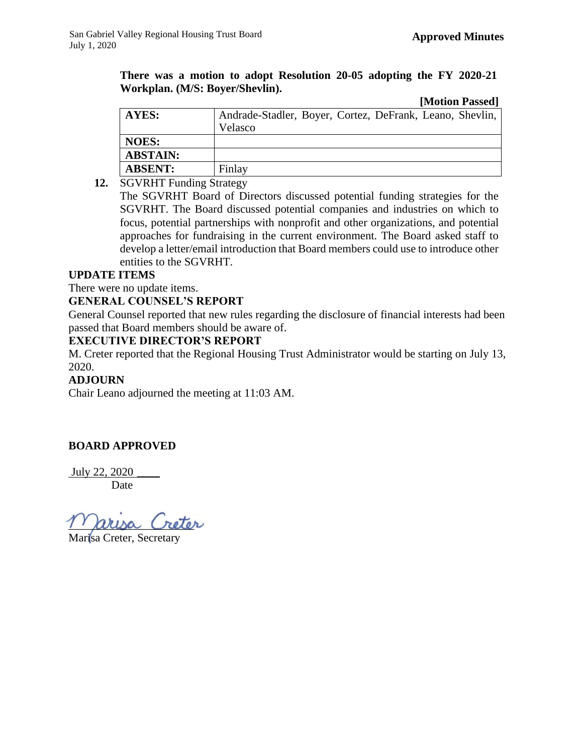**There was a motion to adopt Resolution 20-05 adopting the FY 2020-21 Workplan. (M/S: Boyer/Shevlin).**

**[Motion Passed]**

| | |
|---|---|
| **AYES:** | Andrade-Stadler, Boyer, Cortez, DeFrank, Leano, Shevlin, Velasco |
| **NOES:** | |
| **ABSTAIN:** | |
| **ABSENT:** | Finlay |

**12.** SGVRHT Funding Strategy

The SGVRHT Board of Directors discussed potential funding strategies for the SGVRHT. The Board discussed potential companies and industries on which to focus, potential partnerships with nonprofit and other organizations, and potential approaches for fundraising in the current environment. The Board asked staff to develop a letter/email introduction that Board members could use to introduce other entities to the SGVRHT.

**UPDATE ITEMS**

There were no update items.

**GENERAL COUNSEL'S REPORT**

General Counsel reported that new rules regarding the disclosure of financial interests had been passed that Board members should be aware of.

**EXECUTIVE DIRECTOR'S REPORT**

M. Creter reported that the Regional Housing Trust Administrator would be starting on July 13, 2020.

**ADJOURN**

Chair Leano adjourned the meeting at 11:03 AM.

**BOARD APPROVED**

July 22, 2020 ____
Date

Marisa Creter

Marisa Creter, Secretary